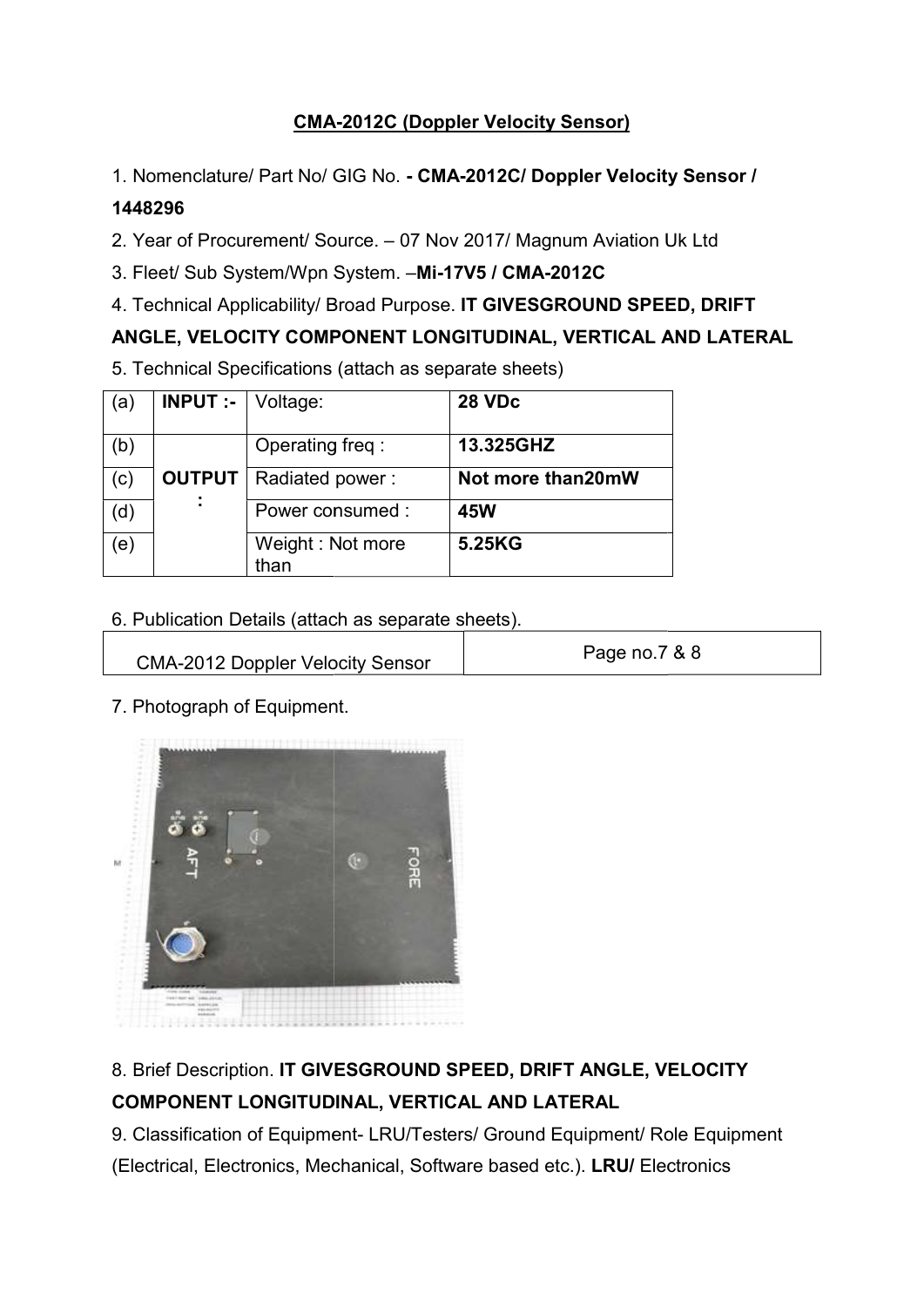**<u>CMA-2012C (Doppler Velocity Sensor)</u>**

1. Nomenclature/ Part No/ GIG No. **- CMA-2012C/ Doppler Velocity Sensor / 1448296**

2. Year of Procurement/ Source. – 07 Nov 2017/ Magnum Aviation Uk Ltd

3. Fleet/ Sub System/Wpn System. –**Mi-17V5 / CMA-2012C**

4. Technical Applicability/ Broad Purpose. **IT GIVESGROUND SPEED, DRIFT ANGLE, VELOCITY COMPONENT LONGITUDINAL, VERTICAL AND LATERAL**

5. Technical Specifications (attach as separate sheets)

| (a) | **INPUT :-** | Voltage: | **28 VDc** |
|---|---|---|---|
| (b) | **OUTPUT :** | Operating freq : | **13.325GHZ** |
| (c) | | Radiated power : | **Not more than20mW** |
| (d) | | Power consumed : | **45W** |
| (e) | | Weight : Not more than | **5.25KG** |

6. Publication Details (attach as separate sheets).

| CMA-2012 Doppler Velocity Sensor | Page no.7 & 8 |
|---|---|

7. Photograph of Equipment.

8. Brief Description. **IT GIVESGROUND SPEED, DRIFT ANGLE, VELOCITY COMPONENT LONGITUDINAL, VERTICAL AND LATERAL**

9. Classification of Equipment- LRU/Testers/ Ground Equipment/ Role Equipment (Electrical, Electronics, Mechanical, Software based etc.). **LRU/** Electronics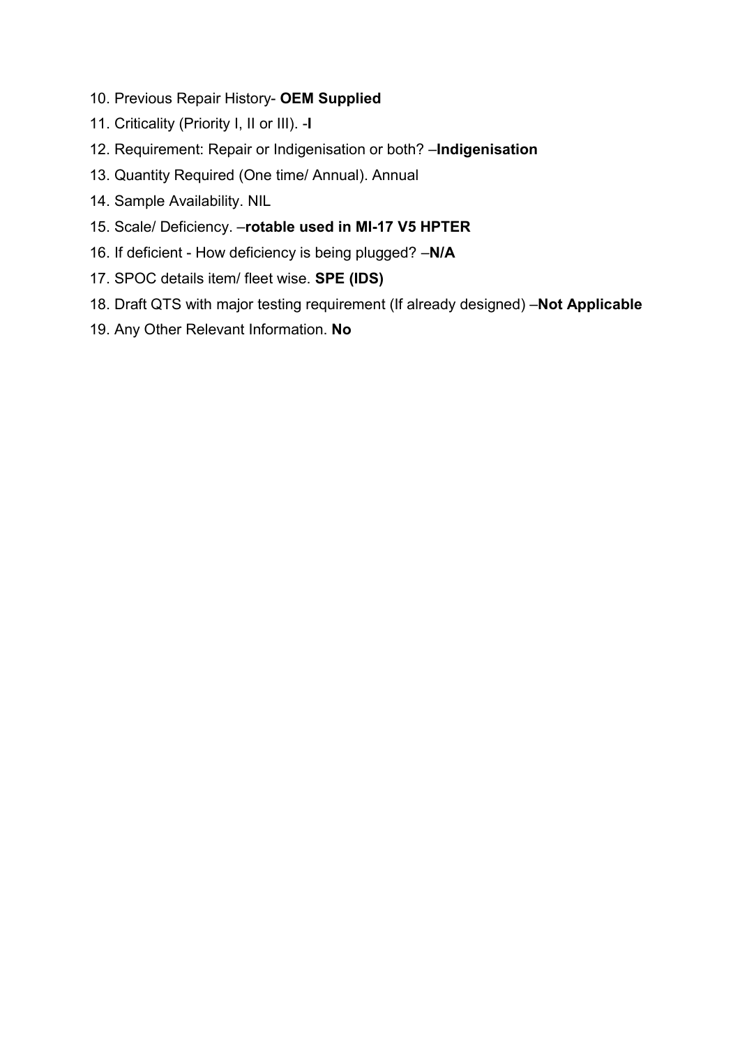10. Previous Repair History- **OEM Supplied**
11. Criticality (Priority I, II or III). -**I**
12. Requirement: Repair or Indigenisation or both? –**Indigenisation**
13. Quantity Required (One time/ Annual). Annual
14. Sample Availability. NIL
15. Scale/ Deficiency. –**rotable used in MI-17 V5 HPTER**
16. If deficient - How deficiency is being plugged? –**N/A**
17. SPOC details item/ fleet wise. **SPE (IDS)**
18. Draft QTS with major testing requirement (If already designed) –**Not Applicable**
19. Any Other Relevant Information. **No**